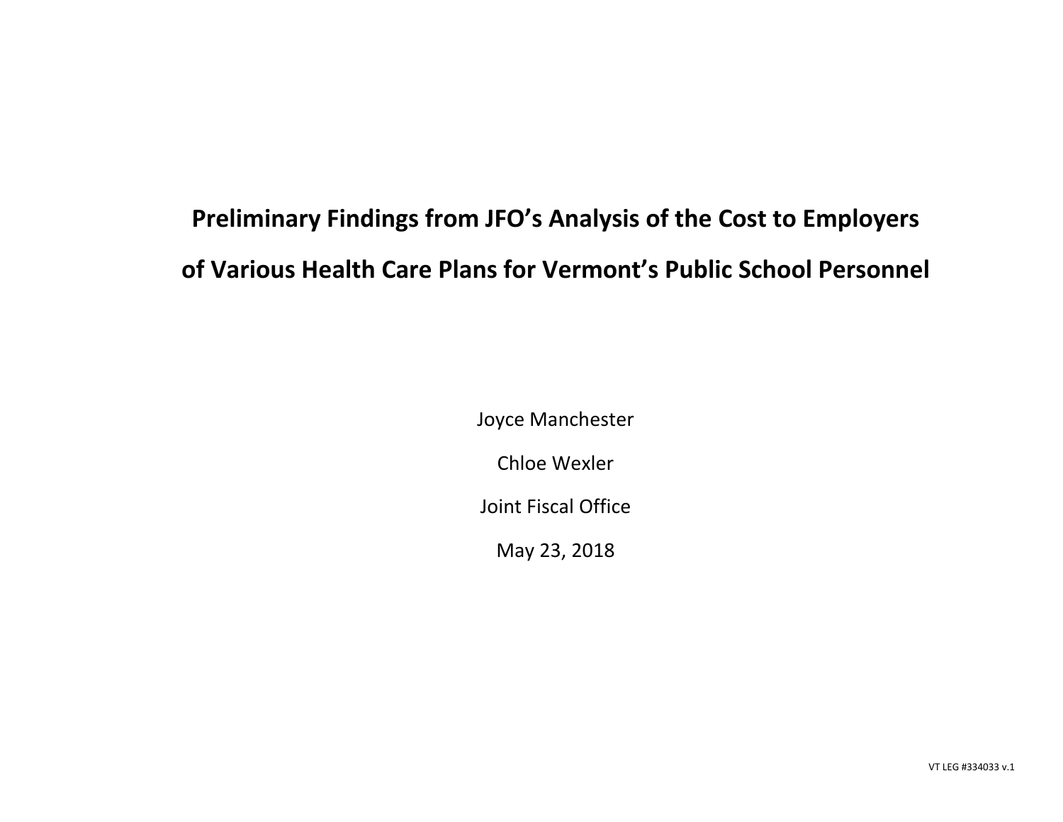# Preliminary Findings from JFO's Analysis of the Cost to Employers of Various Health Care Plans for Vermont's Public School Personnel

Joyce Manchester

Chloe Wexler

Joint Fiscal Office

May 23, 2018

VT LEG #334033 v.1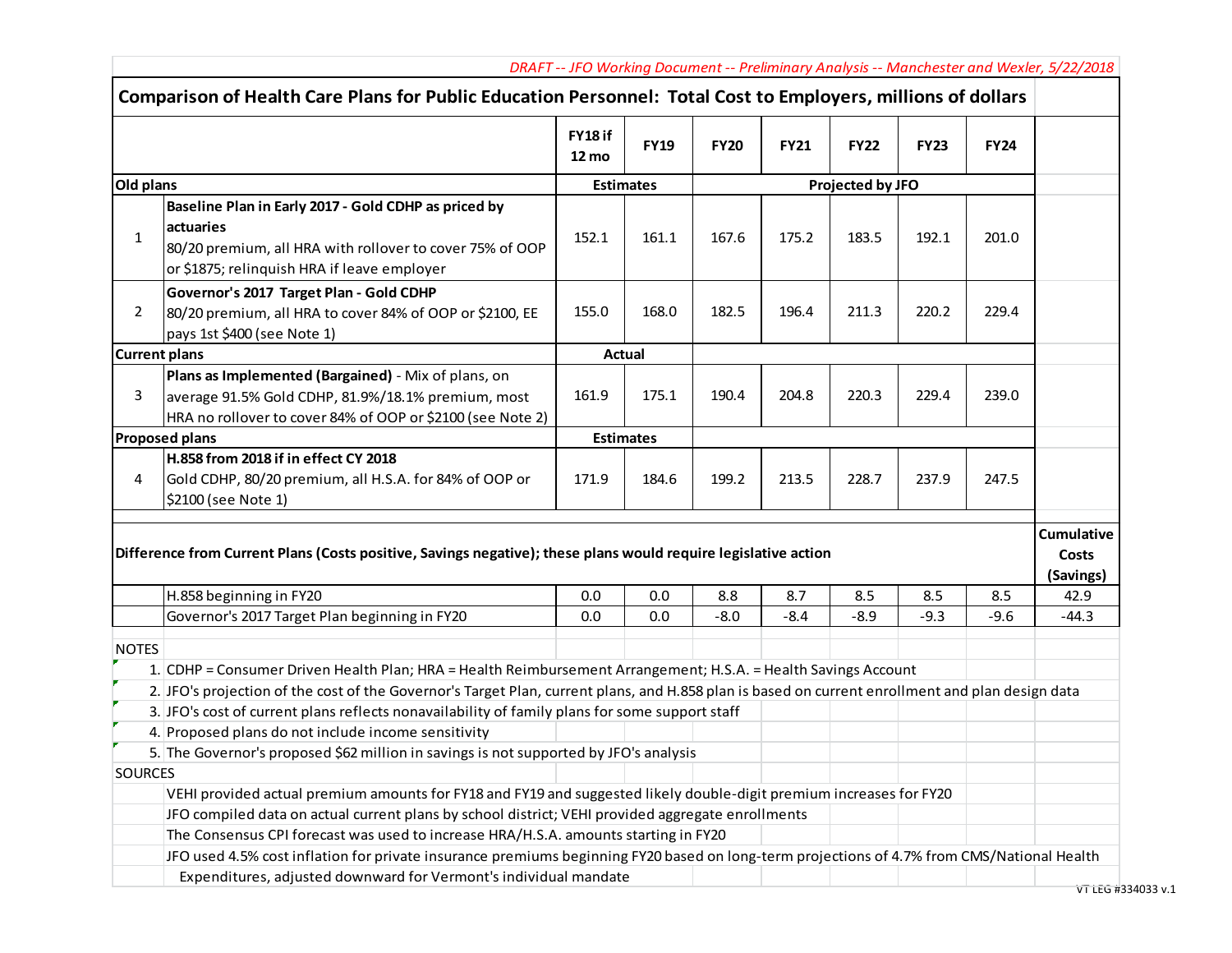*DRAFT -- JFO Working Document -- Preliminary Analysis -- Manchester and Wexler, 5/22/2018*

## Comparison of Health Care Plans for Public Education Personnel: Total Cost to Employers, millions of dollars

| | | FY18 if 12 mo | FY19 | FY20 | FY21 | FY22 | FY23 | FY24 | |
|---|---|---|---|---|---|---|---|---|---|
| **Old plans** | | **Estimates** | | **Projected by JFO** | | | | | |
| 1 | **Baseline Plan in Early 2017 - Gold CDHP as priced by actuaries** 80/20 premium, all HRA with rollover to cover 75% of OOP or $1875; relinquish HRA if leave employer | 152.1 | 161.1 | 167.6 | 175.2 | 183.5 | 192.1 | 201.0 | |
| 2 | **Governor's 2017 Target Plan - Gold CDHP** 80/20 premium, all HRA to cover 84% of OOP or $2100, EE pays 1st $400 (see Note 1) | 155.0 | 168.0 | 182.5 | 196.4 | 211.3 | 220.2 | 229.4 | |
| **Current plans** | | **Actual** | | | | | | | |
| 3 | **Plans as Implemented (Bargained)** - Mix of plans, on average 91.5% Gold CDHP, 81.9%/18.1% premium, most HRA no rollover to cover 84% of OOP or $2100 (see Note 2) | 161.9 | 175.1 | 190.4 | 204.8 | 220.3 | 229.4 | 239.0 | |
| **Proposed plans** | | **Estimates** | | | | | | | |
| 4 | **H.858 from 2018 if in effect CY 2018** Gold CDHP, 80/20 premium, all H.S.A. for 84% of OOP or $2100 (see Note 1) | 171.9 | 184.6 | 199.2 | 213.5 | 228.7 | 237.9 | 247.5 | |
| **Difference from Current Plans (Costs positive, Savings negative); these plans would require legislative action** | | | | | | | | | **Cumulative Costs (Savings)** |
| | H.858 beginning in FY20 | 0.0 | 0.0 | 8.8 | 8.7 | 8.5 | 8.5 | 8.5 | 42.9 |
| | Governor's 2017 Target Plan beginning in FY20 | 0.0 | 0.0 | -8.0 | -8.4 | -8.9 | -9.3 | -9.6 | -44.3 |

NOTES

1. CDHP = Consumer Driven Health Plan; HRA = Health Reimbursement Arrangement; H.S.A. = Health Savings Account
2. JFO's projection of the cost of the Governor's Target Plan, current plans, and H.858 plan is based on current enrollment and plan design data
3. JFO's cost of current plans reflects nonavailability of family plans for some support staff
4. Proposed plans do not include income sensitivity
5. The Governor's proposed $62 million in savings is not supported by JFO's analysis

SOURCES

VEHI provided actual premium amounts for FY18 and FY19 and suggested likely double-digit premium increases for FY20

JFO compiled data on actual current plans by school district; VEHI provided aggregate enrollments

The Consensus CPI forecast was used to increase HRA/H.S.A. amounts starting in FY20

JFO used 4.5% cost inflation for private insurance premiums beginning FY20 based on long-term projections of 4.7% from CMS/National Health Expenditures, adjusted downward for Vermont's individual mandate

VT LEG #334033 v.1